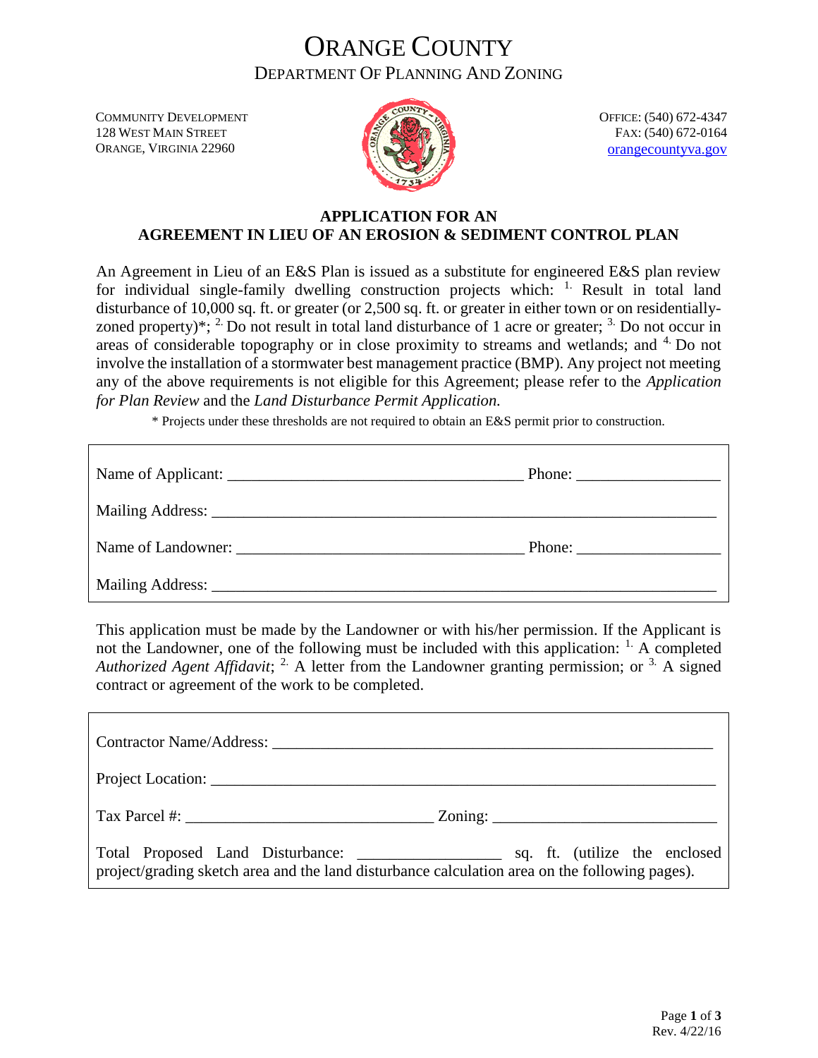# ORANGE COUNTY

## DEPARTMENT OF PLANNING AND ZONING

COMMUNITY DEVELOPMENT
128 WEST MAIN STREET
ORANGE, VIRGINIA 22960

OFFICE: (540) 672-4347
FAX: (540) 672-0164
orangecountyva.gov

### APPLICATION FOR AN AGREEMENT IN LIEU OF AN EROSION & SEDIMENT CONTROL PLAN

An Agreement in Lieu of an E&S Plan is issued as a substitute for engineered E&S plan review for individual single-family dwelling construction projects which: [1.] Result in total land disturbance of 10,000 sq. ft. or greater (or 2,500 sq. ft. or greater in either town or on residentially-zoned property)*; [2.] Do not result in total land disturbance of 1 acre or greater; [3.] Do not occur in areas of considerable topography or in close proximity to streams and wetlands; and [4.] Do not involve the installation of a stormwater best management practice (BMP). Any project not meeting any of the above requirements is not eligible for this Agreement; please refer to the *Application for Plan Review* and the *Land Disturbance Permit Application.*

\* Projects under these thresholds are not required to obtain an E&S permit prior to construction.

Name of Applicant: ______________________________ Phone: ______________

Mailing Address: ________________________________________________

Name of Landowner: ______________________________ Phone: ______________

Mailing Address: ________________________________________________

This application must be made by the Landowner or with his/her permission. If the Applicant is not the Landowner, one of the following must be included with this application: [1.] A completed *Authorized Agent Affidavit*; [2.] A letter from the Landowner granting permission; or [3.] A signed contract or agreement of the work to be completed.

Contractor Name/Address: ________________________________________________

Project Location: ________________________________________________

Tax Parcel #: ________________________ Zoning: ______________________

Total Proposed Land Disturbance: ______________ sq. ft. (utilize the enclosed project/grading sketch area and the land disturbance calculation area on the following pages).

Rev. 4/22/16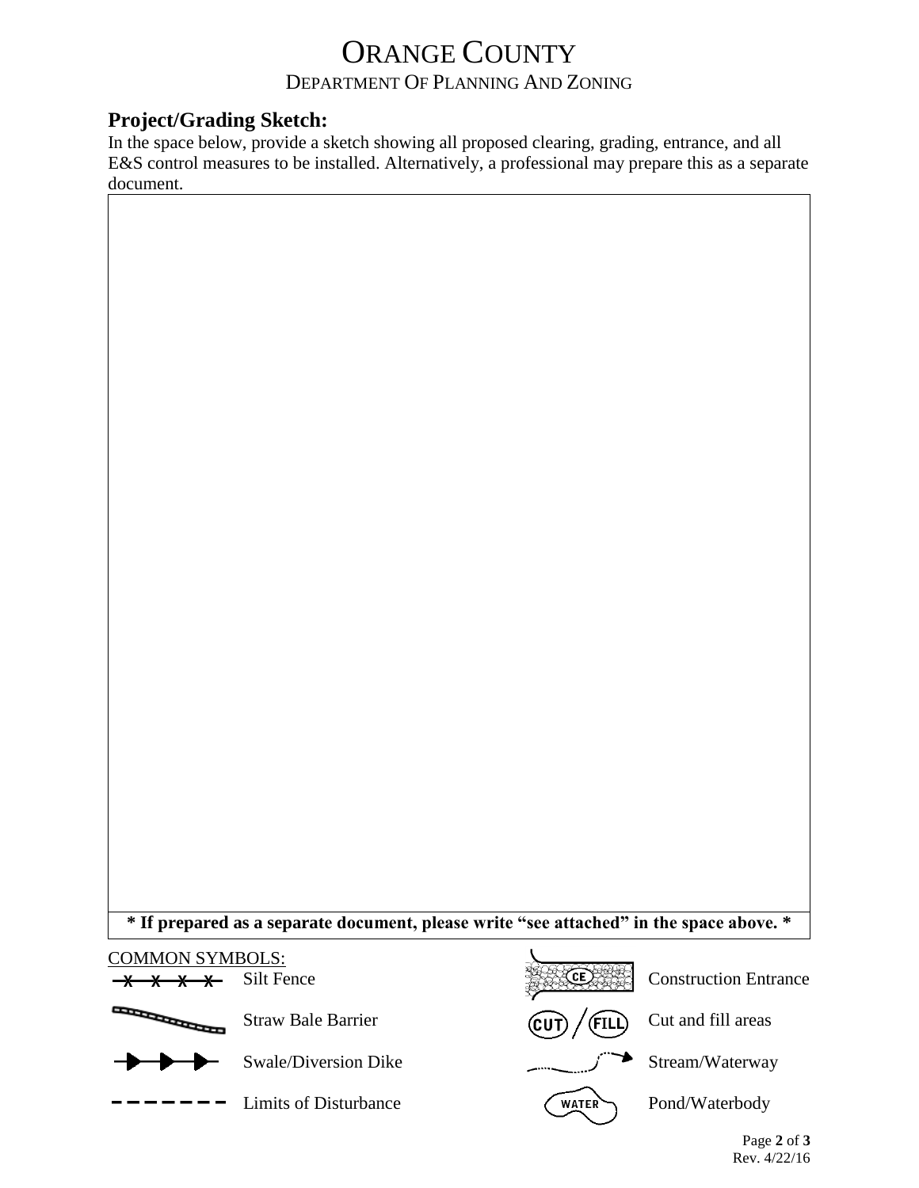# ORANGE COUNTY

## DEPARTMENT OF PLANNING AND ZONING

### Project/Grading Sketch:

In the space below, provide a sketch showing all proposed clearing, grading, entrance, and all E&S control measures to be installed. Alternatively, a professional may prepare this as a separate document.

**\* If prepared as a separate document, please write "see attached" in the space above. \***

COMMON SYMBOLS:

- Silt Fence
- Straw Bale Barrier
- Swale/Diversion Dike
- Limits of Disturbance
- Construction Entrance
- Cut and fill areas
- Stream/Waterway
- Pond/Waterbody

Rev. 4/22/16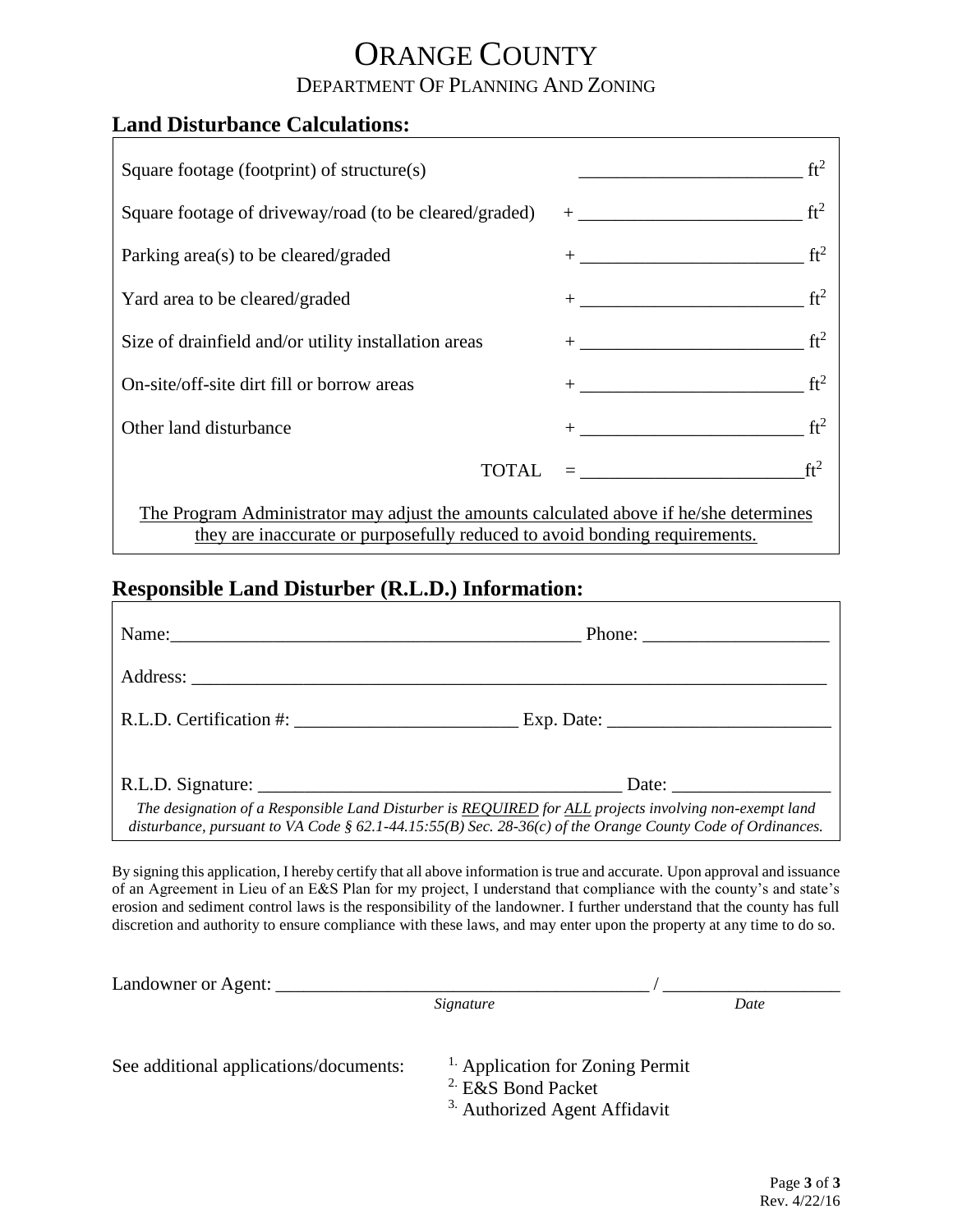# ORANGE COUNTY

DEPARTMENT OF PLANNING AND ZONING

## Land Disturbance Calculations:

| | | |
|---|---|---|
| Square footage (footprint) of structure(s) | _______________________ | $ft^2$ |
| Square footage of driveway/road (to be cleared/graded) | + _______________________ | $ft^2$ |
| Parking area(s) to be cleared/graded | + _______________________ | $ft^2$ |
| Yard area to be cleared/graded | + _______________________ | $ft^2$ |
| Size of drainfield and/or utility installation areas | + _______________________ | $ft^2$ |
| On-site/off-site dirt fill or borrow areas | + _______________________ | $ft^2$ |
| Other land disturbance | + _______________________ | $ft^2$ |
| TOTAL | = _______________________ | $ft^2$ |

The Program Administrator may adjust the amounts calculated above if he/she determines they are inaccurate or purposefully reduced to avoid bonding requirements.

## Responsible Land Disturber (R.L.D.) Information:

Name:_____________________________________________ Phone: ____________________

Address: ______________________________________________________________________

R.L.D. Certification #: ________________________ Exp. Date: ________________________

R.L.D. Signature: _______________________________________ Date: _________________

*The designation of a Responsible Land Disturber is REQUIRED for ALL projects involving non-exempt land disturbance, pursuant to VA Code § 62.1-44.15:55(B) Sec. 28-36(c) of the Orange County Code of Ordinances.*

By signing this application, I hereby certify that all above information is true and accurate. Upon approval and issuance of an Agreement in Lieu of an E&S Plan for my project, I understand that compliance with the county's and state's erosion and sediment control laws is the responsibility of the landowner. I further understand that the county has full discretion and authority to ensure compliance with these laws, and may enter upon the property at any time to do so.

Landowner or Agent: _________________________________________ / ___________________

*Signature* *Date*

See additional applications/documents:

1. Application for Zoning Permit
2. E&S Bond Packet
3. Authorized Agent Affidavit

Rev. 4/22/16